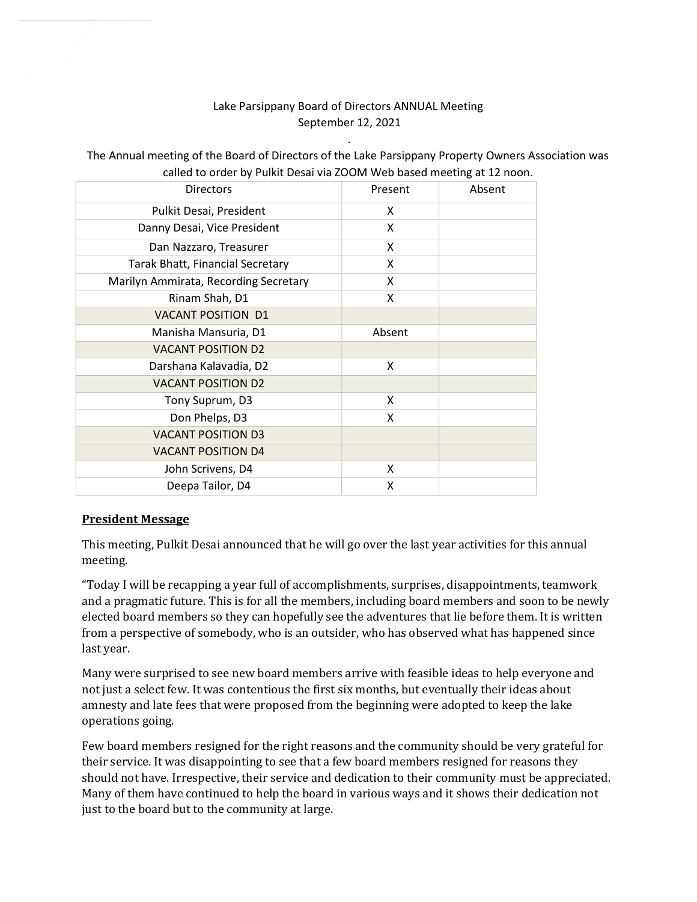Lake Parsippany Board of Directors ANNUAL Meeting

September 12, 2021

.

The Annual meeting of the Board of Directors of the Lake Parsippany Property Owners Association was called to order by Pulkit Desai via ZOOM Web based meeting at 12 noon.

| Directors | Present | Absent |
|---|---|---|
| Pulkit Desai, President | X | |
| Danny Desai, Vice President | X | |
| Dan Nazzaro, Treasurer | X | |
| Tarak Bhatt, Financial Secretary | X | |
| Marilyn Ammirata, Recording Secretary | X | |
| Rinam Shah, D1 | X | |
| VACANT POSITION D1 | | |
| Manisha Mansuria, D1 | Absent | |
| VACANT POSITION D2 | | |
| Darshana Kalavadia, D2 | X | |
| VACANT POSITION D2 | | |
| Tony Suprum, D3 | X | |
| Don Phelps, D3 | X | |
| VACANT POSITION D3 | | |
| VACANT POSITION D4 | | |
| John Scrivens, D4 | X | |
| Deepa Tailor, D4 | X | |

**President Message**

This meeting, Pulkit Desai announced that he will go over the last year activities for this annual meeting.

"Today I will be recapping a year full of accomplishments, surprises, disappointments, teamwork and a pragmatic future. This is for all the members, including board members and soon to be newly elected board members so they can hopefully see the adventures that lie before them. It is written from a perspective of somebody, who is an outsider, who has observed what has happened since last year.

Many were surprised to see new board members arrive with feasible ideas to help everyone and not just a select few. It was contentious the first six months, but eventually their ideas about amnesty and late fees that were proposed from the beginning were adopted to keep the lake operations going.

Few board members resigned for the right reasons and the community should be very grateful for their service. It was disappointing to see that a few board members resigned for reasons they should not have. Irrespective, their service and dedication to their community must be appreciated. Many of them have continued to help the board in various ways and it shows their dedication not just to the board but to the community at large.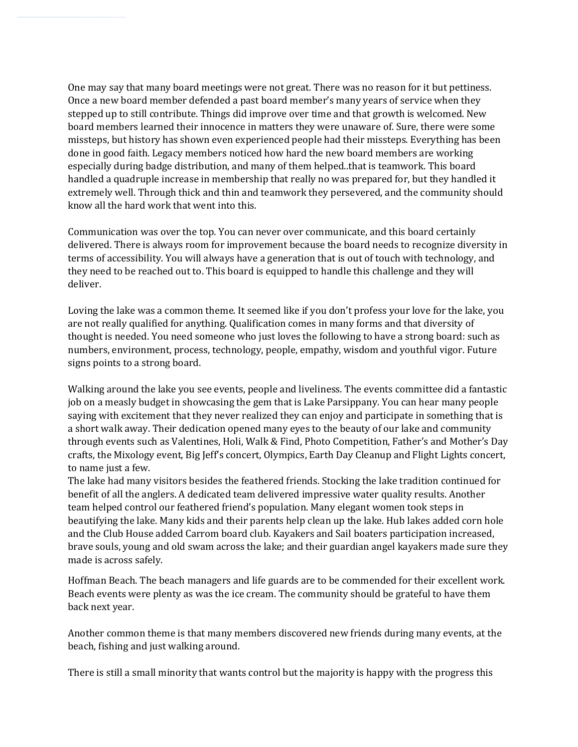One may say that many board meetings were not great. There was no reason for it but pettiness. Once a new board member defended a past board member's many years of service when they stepped up to still contribute. Things did improve over time and that growth is welcomed. New board members learned their innocence in matters they were unaware of. Sure, there were some missteps, but history has shown even experienced people had their missteps. Everything has been done in good faith. Legacy members noticed how hard the new board members are working especially during badge distribution, and many of them helped..that is teamwork. This board handled a quadruple increase in membership that really no was prepared for, but they handled it extremely well. Through thick and thin and teamwork they persevered, and the community should know all the hard work that went into this.

Communication was over the top. You can never over communicate, and this board certainly delivered. There is always room for improvement because the board needs to recognize diversity in terms of accessibility. You will always have a generation that is out of touch with technology, and they need to be reached out to. This board is equipped to handle this challenge and they will deliver.

Loving the lake was a common theme. It seemed like if you don't profess your love for the lake, you are not really qualified for anything. Qualification comes in many forms and that diversity of thought is needed. You need someone who just loves the following to have a strong board: such as numbers, environment, process, technology, people, empathy, wisdom and youthful vigor. Future signs points to a strong board.

Walking around the lake you see events, people and liveliness. The events committee did a fantastic job on a measly budget in showcasing the gem that is Lake Parsippany. You can hear many people saying with excitement that they never realized they can enjoy and participate in something that is a short walk away. Their dedication opened many eyes to the beauty of our lake and community through events such as Valentines, Holi, Walk & Find, Photo Competition, Father's and Mother's Day crafts, the Mixology event, Big Jeff's concert, Olympics, Earth Day Cleanup and Flight Lights concert, to name just a few.

The lake had many visitors besides the feathered friends. Stocking the lake tradition continued for benefit of all the anglers. A dedicated team delivered impressive water quality results. Another team helped control our feathered friend's population. Many elegant women took steps in beautifying the lake. Many kids and their parents help clean up the lake. Hub lakes added corn hole and the Club House added Carrom board club. Kayakers and Sail boaters participation increased, brave souls, young and old swam across the lake; and their guardian angel kayakers made sure they made is across safely.

Hoffman Beach. The beach managers and life guards are to be commended for their excellent work. Beach events were plenty as was the ice cream. The community should be grateful to have them back next year.

Another common theme is that many members discovered new friends during many events, at the beach, fishing and just walking around.

There is still a small minority that wants control but the majority is happy with the progress this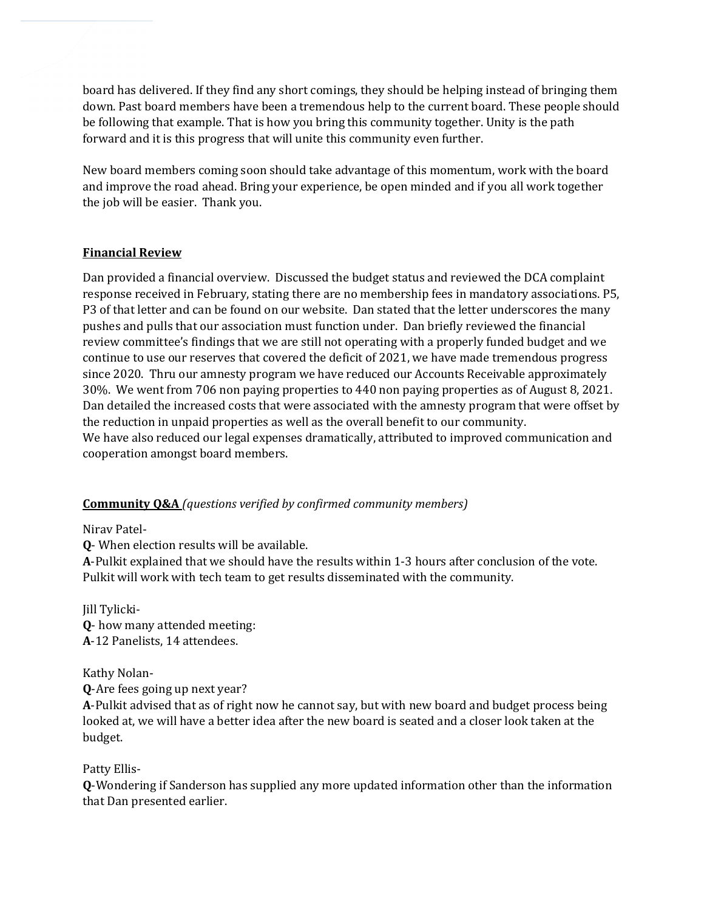board has delivered. If they find any short comings, they should be helping instead of bringing them down. Past board members have been a tremendous help to the current board. These people should be following that example. That is how you bring this community together. Unity is the path forward and it is this progress that will unite this community even further.

New board members coming soon should take advantage of this momentum, work with the board and improve the road ahead. Bring your experience, be open minded and if you all work together the job will be easier. Thank you.

**Financial Review**

Dan provided a financial overview. Discussed the budget status and reviewed the DCA complaint response received in February, stating there are no membership fees in mandatory associations. P5, P3 of that letter and can be found on our website. Dan stated that the letter underscores the many pushes and pulls that our association must function under. Dan briefly reviewed the financial review committee's findings that we are still not operating with a properly funded budget and we continue to use our reserves that covered the deficit of 2021, we have made tremendous progress since 2020. Thru our amnesty program we have reduced our Accounts Receivable approximately 30%. We went from 706 non paying properties to 440 non paying properties as of August 8, 2021. Dan detailed the increased costs that were associated with the amnesty program that were offset by the reduction in unpaid properties as well as the overall benefit to our community.
We have also reduced our legal expenses dramatically, attributed to improved communication and cooperation amongst board members.

**Community Q&A** *(questions verified by confirmed community members)*

Nirav Patel-
**Q**- When election results will be available.
**A**-Pulkit explained that we should have the results within 1-3 hours after conclusion of the vote. Pulkit will work with tech team to get results disseminated with the community.

Jill Tylicki-
**Q**- how many attended meeting:
**A**-12 Panelists, 14 attendees.

Kathy Nolan-
**Q**-Are fees going up next year?
**A**-Pulkit advised that as of right now he cannot say, but with new board and budget process being looked at, we will have a better idea after the new board is seated and a closer look taken at the budget.

Patty Ellis-
**Q**-Wondering if Sanderson has supplied any more updated information other than the information that Dan presented earlier.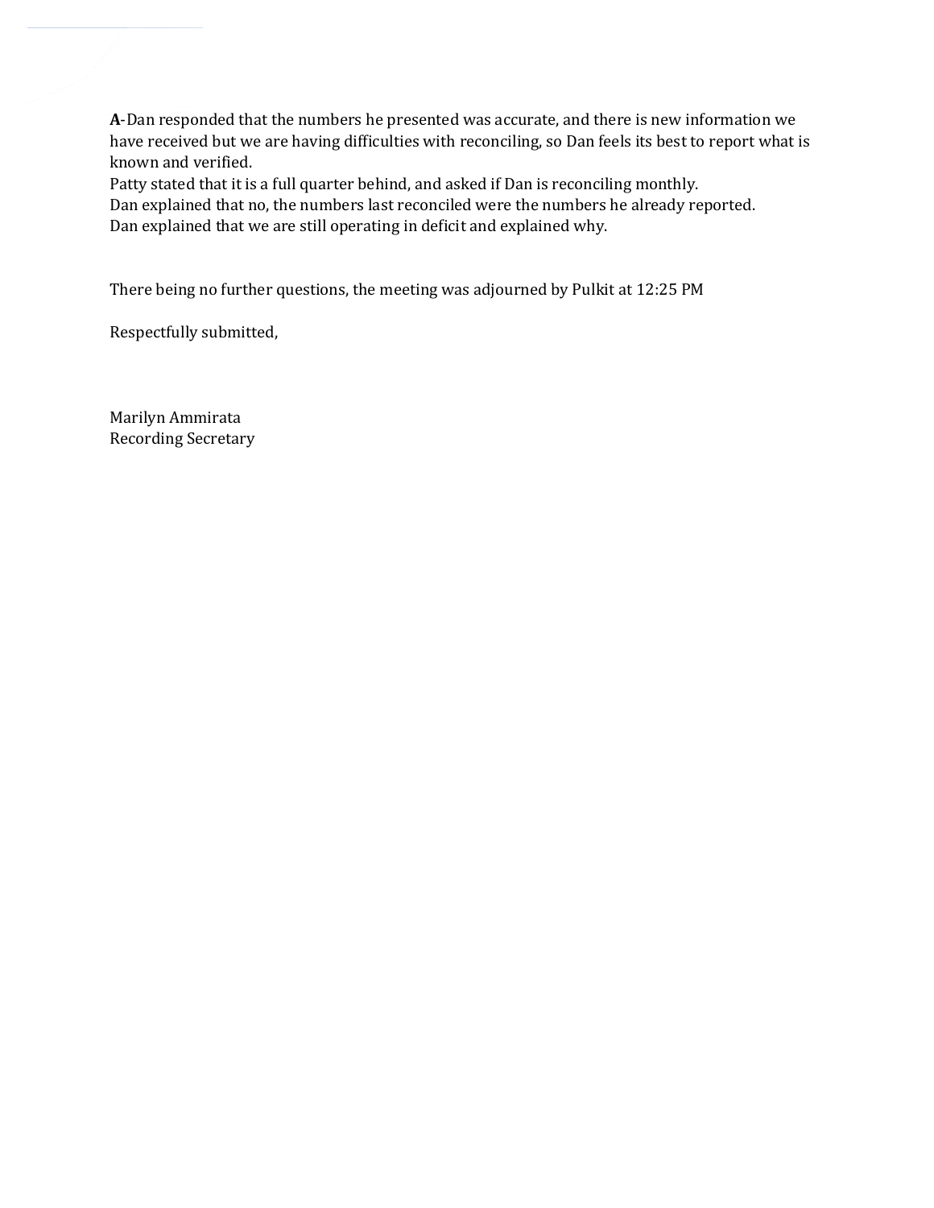**A**-Dan responded that the numbers he presented was accurate, and there is new information we have received but we are having difficulties with reconciling, so Dan feels its best to report what is known and verified.
Patty stated that it is a full quarter behind, and asked if Dan is reconciling monthly.
Dan explained that no, the numbers last reconciled were the numbers he already reported.
Dan explained that we are still operating in deficit and explained why.

There being no further questions, the meeting was adjourned by Pulkit at 12:25 PM

Respectfully submitted,

Marilyn Ammirata
Recording Secretary